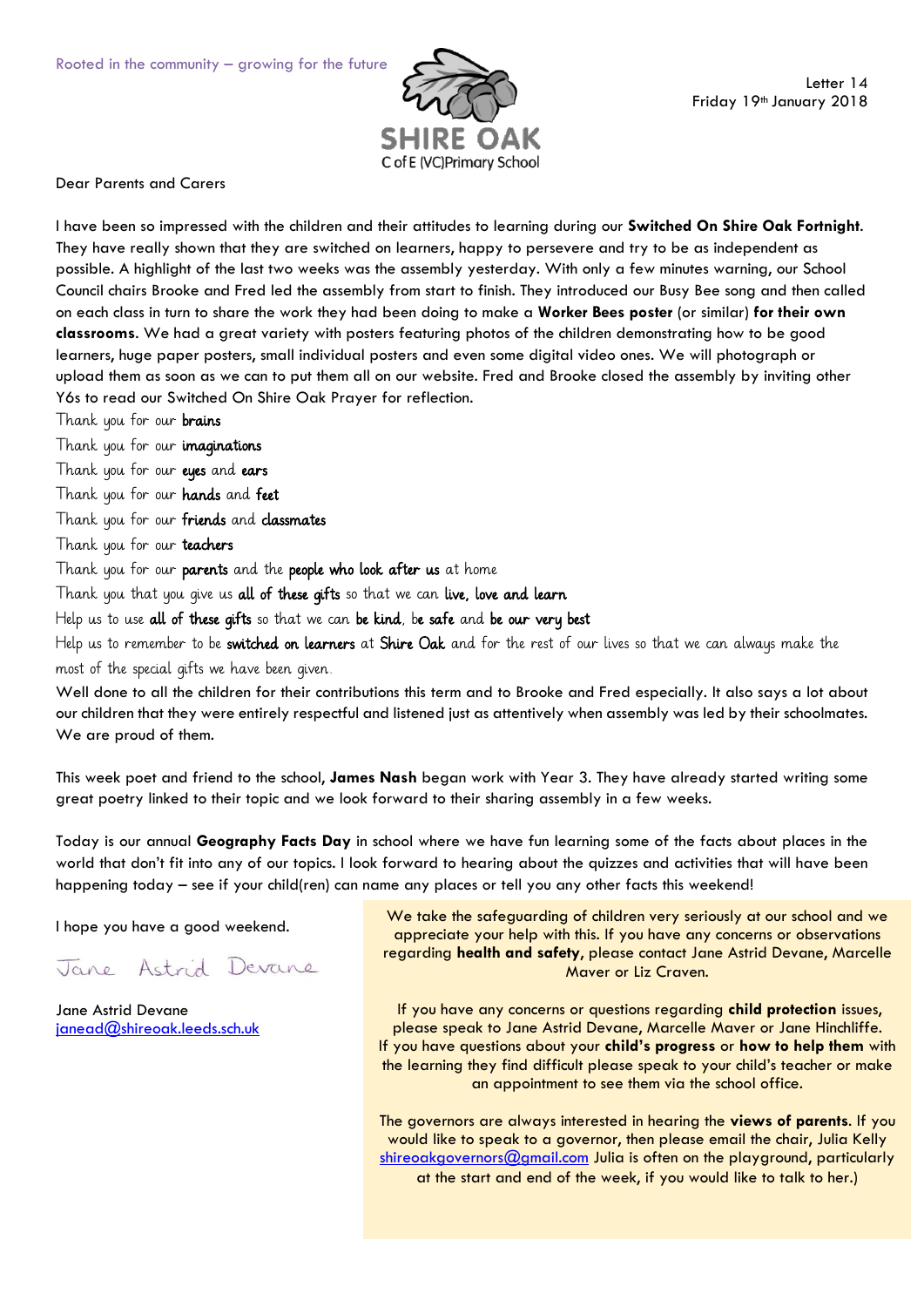Rooted in the community – growing for the future

SHIRE OAK
C of E (VC)Primary School

Letter 14
Friday 19th January 2018

Dear Parents and Carers

I have been so impressed with the children and their attitudes to learning during our **Switched On Shire Oak Fortnight**. They have really shown that they are switched on learners, happy to persevere and try to be as independent as possible. A highlight of the last two weeks was the assembly yesterday. With only a few minutes warning, our School Council chairs Brooke and Fred led the assembly from start to finish. They introduced our Busy Bee song and then called on each class in turn to share the work they had been doing to make a **Worker Bees poster** (or similar) **for their own classrooms**. We had a great variety with posters featuring photos of the children demonstrating how to be good learners, huge paper posters, small individual posters and even some digital video ones. We will photograph or upload them as soon as we can to put them all on our website. Fred and Brooke closed the assembly by inviting other Y6s to read our Switched On Shire Oak Prayer for reflection.

Thank you for our **brains**
Thank you for our **imaginations**
Thank you for our **eyes** and **ears**
Thank you for our **hands** and **feet**
Thank you for our **friends** and **classmates**
Thank you for our **teachers**
Thank you for our **parents** and the **people who look after us** at home
Thank you that you give us **all of these gifts** so that we can **live, love and learn**
Help us to use **all of these gifts** so that we can **be kind**, be **safe** and **be our very best**
Help us to remember to be **switched on learners** at **Shire Oak** and for the rest of our lives so that we can always make the most of the special gifts we have been given.

Well done to all the children for their contributions this term and to Brooke and Fred especially. It also says a lot about our children that they were entirely respectful and listened just as attentively when assembly was led by their schoolmates. We are proud of them.

This week poet and friend to the school, **James Nash** began work with Year 3. They have already started writing some great poetry linked to their topic and we look forward to their sharing assembly in a few weeks.

Today is our annual **Geography Facts Day** in school where we have fun learning some of the facts about places in the world that don't fit into any of our topics. I look forward to hearing about the quizzes and activities that will have been happening today – see if your child(ren) can name any places or tell you any other facts this weekend!

I hope you have a good weekend.

Jane Astrid Devane

Jane Astrid Devane
janead@shireoak.leeds.sch.uk

We take the safeguarding of children very seriously at our school and we appreciate your help with this. If you have any concerns or observations regarding **health and safety**, please contact Jane Astrid Devane, Marcelle Maver or Liz Craven.

If you have any concerns or questions regarding **child protection** issues, please speak to Jane Astrid Devane, Marcelle Maver or Jane Hinchliffe. If you have questions about your **child's progress** or **how to help them** with the learning they find difficult please speak to your child's teacher or make an appointment to see them via the school office.

The governors are always interested in hearing the **views of parents**. If you would like to speak to a governor, then please email the chair, Julia Kelly shireoakgovernors@gmail.com Julia is often on the playground, particularly at the start and end of the week, if you would like to talk to her.)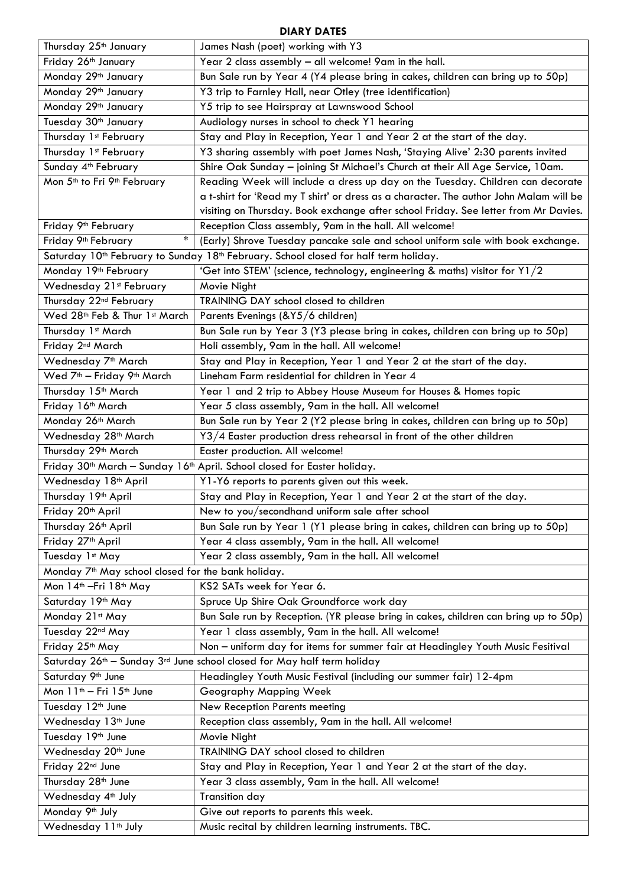**DIARY DATES**

| | |
|---|---|
| Thursday 25th January | James Nash (poet) working with Y3 |
| Friday 26th January | Year 2 class assembly – all welcome! 9am in the hall. |
| Monday 29th January | Bun Sale run by Year 4 (Y4 please bring in cakes, children can bring up to 50p) |
| Monday 29th January | Y3 trip to Farnley Hall, near Otley (tree identification) |
| Monday 29th January | Y5 trip to see Hairspray at Lawnswood School |
| Tuesday 30th January | Audiology nurses in school to check Y1 hearing |
| Thursday 1st February | Stay and Play in Reception, Year 1 and Year 2 at the start of the day. |
| Thursday 1st February | Y3 sharing assembly with poet James Nash, 'Staying Alive' 2:30 parents invited |
| Sunday 4th February | Shire Oak Sunday – joining St Michael's Church at their All Age Service, 10am. |
| Mon 5th to Fri 9th February | Reading Week will include a dress up day on the Tuesday. Children can decorate a t-shirt for 'Read my T shirt' or dress as a character. The author John Malam will be visiting on Thursday. Book exchange after school Friday. See letter from Mr Davies. |
| Friday 9th February | Reception Class assembly, 9am in the hall. All welcome! |
| Friday 9th February * | (Early) Shrove Tuesday pancake sale and school uniform sale with book exchange. |
| Saturday 10th February to Sunday 18th February. School closed for half term holiday. | |
| Monday 19th February | 'Get into STEM' (science, technology, engineering & maths) visitor for Y1/2 |
| Wednesday 21st February | Movie Night |
| Thursday 22nd February | TRAINING DAY school closed to children |
| Wed 28th Feb & Thur 1st March | Parents Evenings (&Y5/6 children) |
| Thursday 1st March | Bun Sale run by Year 3 (Y3 please bring in cakes, children can bring up to 50p) |
| Friday 2nd March | Holi assembly, 9am in the hall. All welcome! |
| Wednesday 7th March | Stay and Play in Reception, Year 1 and Year 2 at the start of the day. |
| Wed 7th – Friday 9th March | Lineham Farm residential for children in Year 4 |
| Thursday 15th March | Year 1 and 2 trip to Abbey House Museum for Houses & Homes topic |
| Friday 16th March | Year 5 class assembly, 9am in the hall. All welcome! |
| Monday 26th March | Bun Sale run by Year 2 (Y2 please bring in cakes, children can bring up to 50p) |
| Wednesday 28th March | Y3/4 Easter production dress rehearsal in front of the other children |
| Thursday 29th March | Easter production. All welcome! |
| Friday 30th March – Sunday 16th April. School closed for Easter holiday. | |
| Wednesday 18th April | Y1-Y6 reports to parents given out this week. |
| Thursday 19th April | Stay and Play in Reception, Year 1 and Year 2 at the start of the day. |
| Friday 20th April | New to you/secondhand uniform sale after school |
| Thursday 26th April | Bun Sale run by Year 1 (Y1 please bring in cakes, children can bring up to 50p) |
| Friday 27th April | Year 4 class assembly, 9am in the hall. All welcome! |
| Tuesday 1st May | Year 2 class assembly, 9am in the hall. All welcome! |
| Monday 7th May school closed for the bank holiday. | |
| Mon 14th –Fri 18th May | KS2 SATs week for Year 6. |
| Saturday 19th May | Spruce Up Shire Oak Groundforce work day |
| Monday 21st May | Bun Sale run by Reception. (YR please bring in cakes, children can bring up to 50p) |
| Tuesday 22nd May | Year 1 class assembly, 9am in the hall. All welcome! |
| Friday 25th May | Non – uniform day for items for summer fair at Headingley Youth Music Fesitival |
| Saturday 26th – Sunday 3rd June school closed for May half term holiday | |
| Saturday 9th June | Headingley Youth Music Festival (including our summer fair) 12-4pm |
| Mon 11th – Fri 15th June | Geography Mapping Week |
| Tuesday 12th June | New Reception Parents meeting |
| Wednesday 13th June | Reception class assembly, 9am in the hall. All welcome! |
| Tuesday 19th June | Movie Night |
| Wednesday 20th June | TRAINING DAY school closed to children |
| Friday 22nd June | Stay and Play in Reception, Year 1 and Year 2 at the start of the day. |
| Thursday 28th June | Year 3 class assembly, 9am in the hall. All welcome! |
| Wednesday 4th July | Transition day |
| Monday 9th July | Give out reports to parents this week. |
| Wednesday 11th July | Music recital by children learning instruments. TBC. |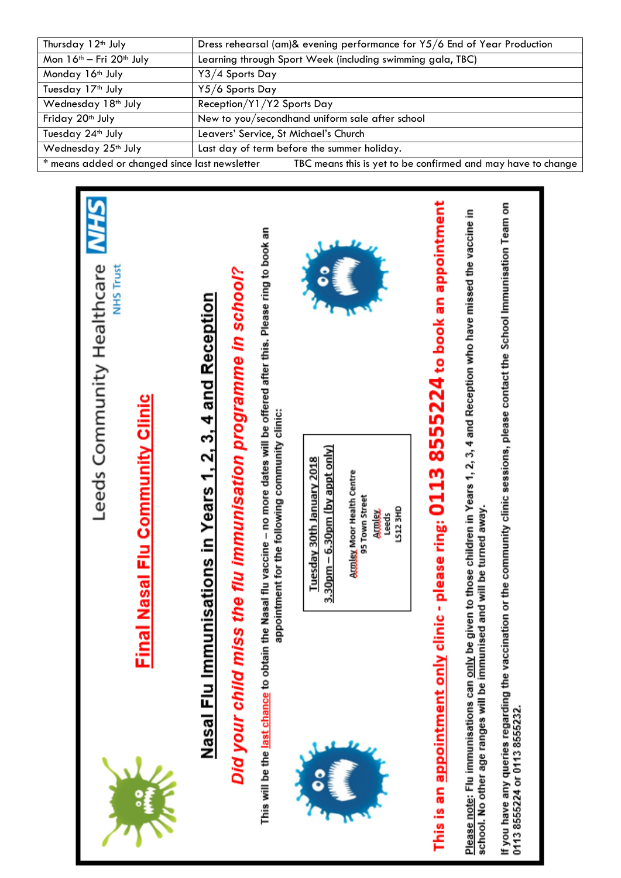| | |
|---|---|
| Thursday 12th July | Dress rehearsal (am)& evening performance for Y5/6 End of Year Production |
| Mon 16th – Fri 20th July | Learning through Sport Week (including swimming gala, TBC) |
| Monday 16th July | Y3/4 Sports Day |
| Tuesday 17th July | Y5/6 Sports Day |
| Wednesday 18th July | Reception/Y1/Y2 Sports Day |
| Friday 20th July | New to you/secondhand uniform sale after school |
| Tuesday 24th July | Leavers' Service, St Michael's Church |
| Wednesday 25th July | Last day of term before the summer holiday. |
| * means added or changed since last newsletter | TBC means this is yet to be confirmed and may have to change |

Leeds Community Healthcare
NHS Trust

NHS

# Final Nasal Flu Community Clinic

## Nasal Flu Immunisations in Years 1, 2, 3, 4 and Reception

***Did your child miss the flu immunisation programme in school?***

This will be the last chance to obtain the Nasal flu vaccine – no more dates will be offered after this. Please ring to book an appointment for the following community clinic:

**Tuesday 30th January 2018**
**3.30pm – 6.30pm (by appt only)**

Armley Moor Health Centre
95 Town Street
Armley
Leeds
LS12 3HD

**This is an appointment only clinic - please ring: 0113 8555224 to book an appointment**

Please note: Flu immunisations can only be given to those children in Years 1, 2, 3, 4 and Reception who have missed the vaccine in school. No other age ranges will be immunised and will be turned away.

If you have any queries regarding the vaccination or the community clinic sessions, please contact the School Immunisation Team on 0113 8555224 or 0113 8555232.